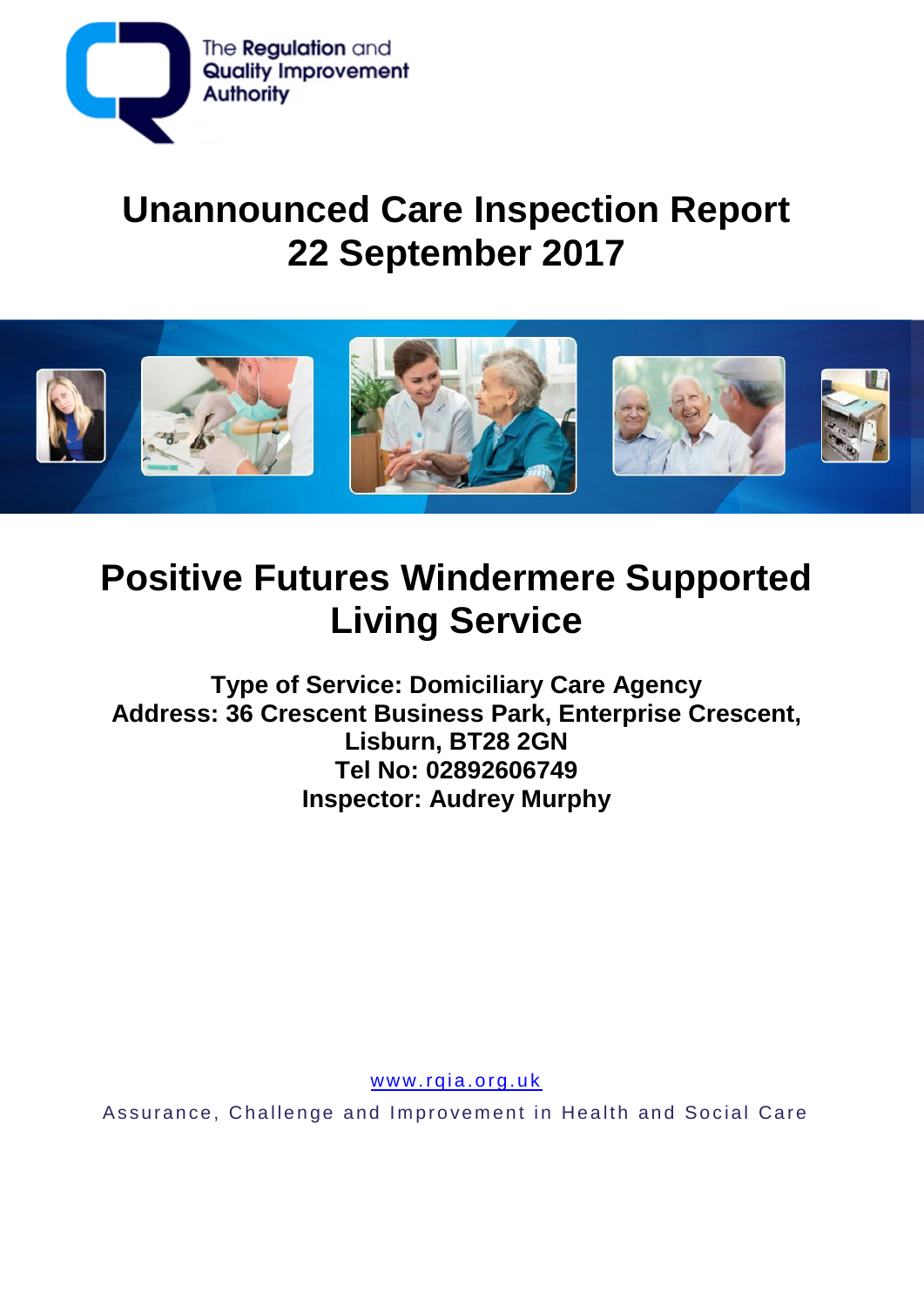The Regulation and Quality Improvement Authority

# Unannounced Care Inspection Report
# 22 September 2017

## Positive Futures Windermere Supported Living Service

**Type of Service: Domiciliary Care Agency**
**Address: 36 Crescent Business Park, Enterprise Crescent, Lisburn, BT28 2GN**
**Tel No: 02892606749**
**Inspector: Audrey Murphy**

www.rqia.org.uk

Assurance, Challenge and Improvement in Health and Social Care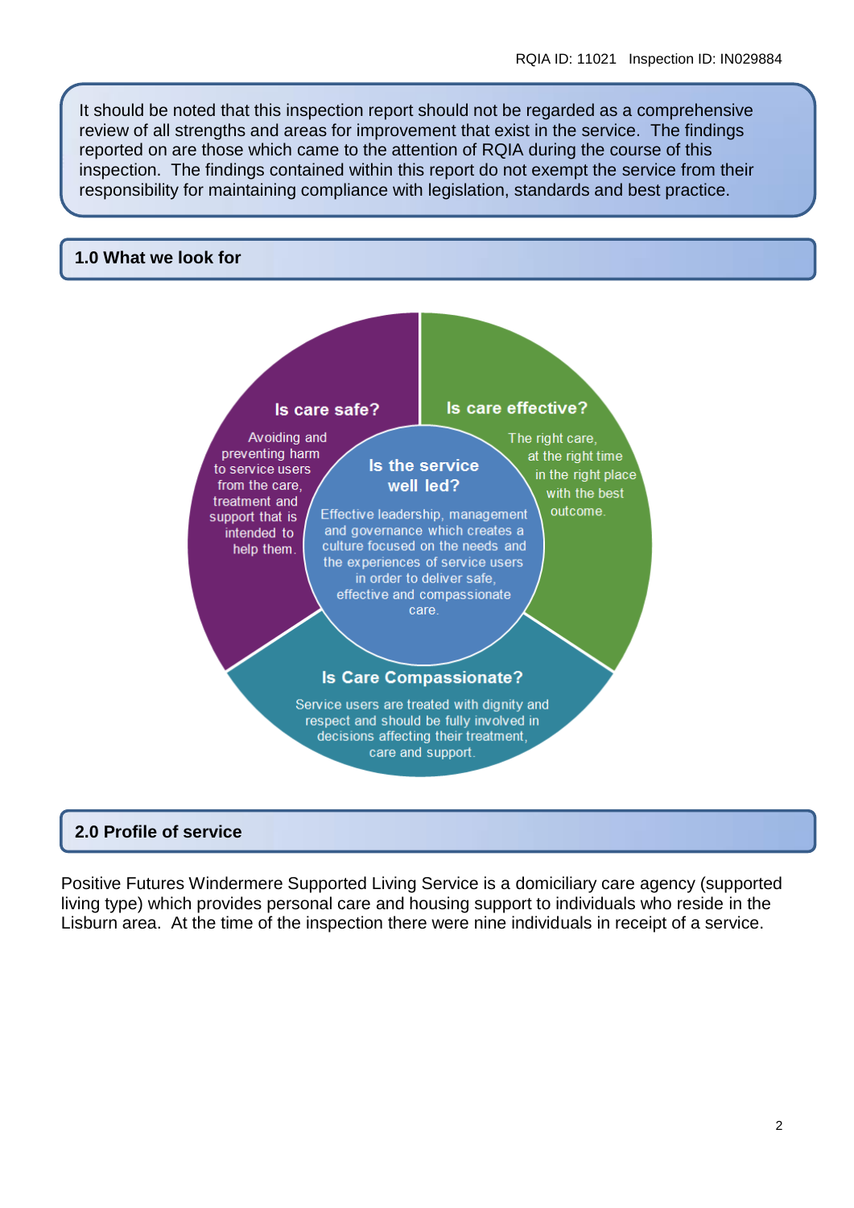It should be noted that this inspection report should not be regarded as a comprehensive review of all strengths and areas for improvement that exist in the service. The findings reported on are those which came to the attention of RQIA during the course of this inspection. The findings contained within this report do not exempt the service from their responsibility for maintaining compliance with legislation, standards and best practice.

## 1.0 What we look for

**Is care safe?**

Avoiding and preventing harm to service users from the care, treatment and support that is intended to help them.

**Is care effective?**

The right care, at the right time in the right place with the best outcome.

**Is the service well led?**

Effective leadership, management and governance which creates a culture focused on the needs and the experiences of service users in order to deliver safe, effective and compassionate care.

**Is Care Compassionate?**

Service users are treated with dignity and respect and should be fully involved in decisions affecting their treatment, care and support.

## 2.0 Profile of service

Positive Futures Windermere Supported Living Service is a domiciliary care agency (supported living type) which provides personal care and housing support to individuals who reside in the Lisburn area. At the time of the inspection there were nine individuals in receipt of a service.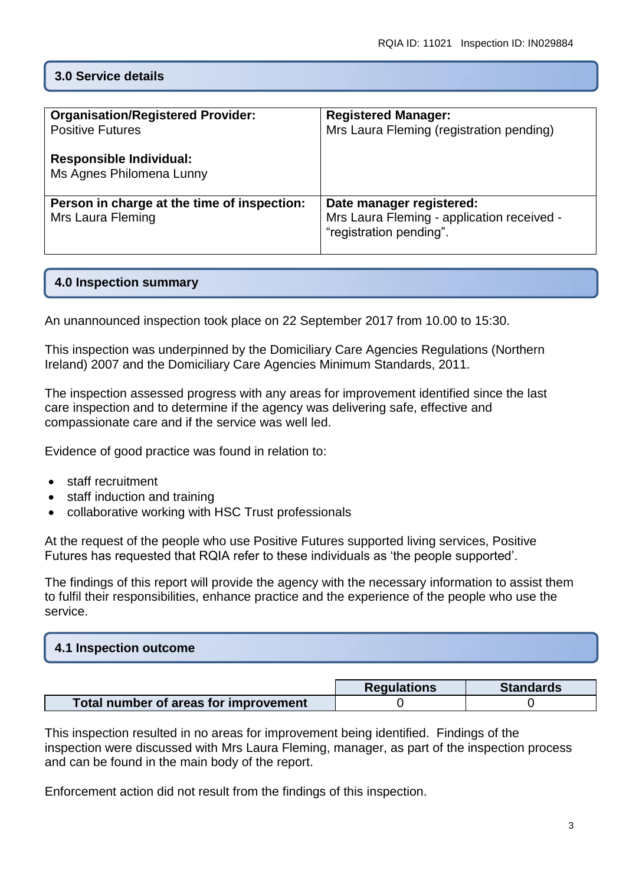## 3.0 Service details

| Organisation/Registered Provider: Positive Futures<br><br>Responsible Individual: Ms Agnes Philomena Lunny | Registered Manager: Mrs Laura Fleming (registration pending) |
|---|---|
| **Person in charge at the time of inspection:** Mrs Laura Fleming | **Date manager registered:** Mrs Laura Fleming - application received - "registration pending". |

## 4.0 Inspection summary

An unannounced inspection took place on 22 September 2017 from 10.00 to 15:30.

This inspection was underpinned by the Domiciliary Care Agencies Regulations (Northern Ireland) 2007 and the Domiciliary Care Agencies Minimum Standards, 2011.

The inspection assessed progress with any areas for improvement identified since the last care inspection and to determine if the agency was delivering safe, effective and compassionate care and if the service was well led.

Evidence of good practice was found in relation to:

- staff recruitment
- staff induction and training
- collaborative working with HSC Trust professionals

At the request of the people who use Positive Futures supported living services, Positive Futures has requested that RQIA refer to these individuals as 'the people supported'.

The findings of this report will provide the agency with the necessary information to assist them to fulfil their responsibilities, enhance practice and the experience of the people who use the service.

## 4.1 Inspection outcome

| | Regulations | Standards |
|---|---|---|
| **Total number of areas for improvement** | 0 | 0 |

This inspection resulted in no areas for improvement being identified. Findings of the inspection were discussed with Mrs Laura Fleming, manager, as part of the inspection process and can be found in the main body of the report.

Enforcement action did not result from the findings of this inspection.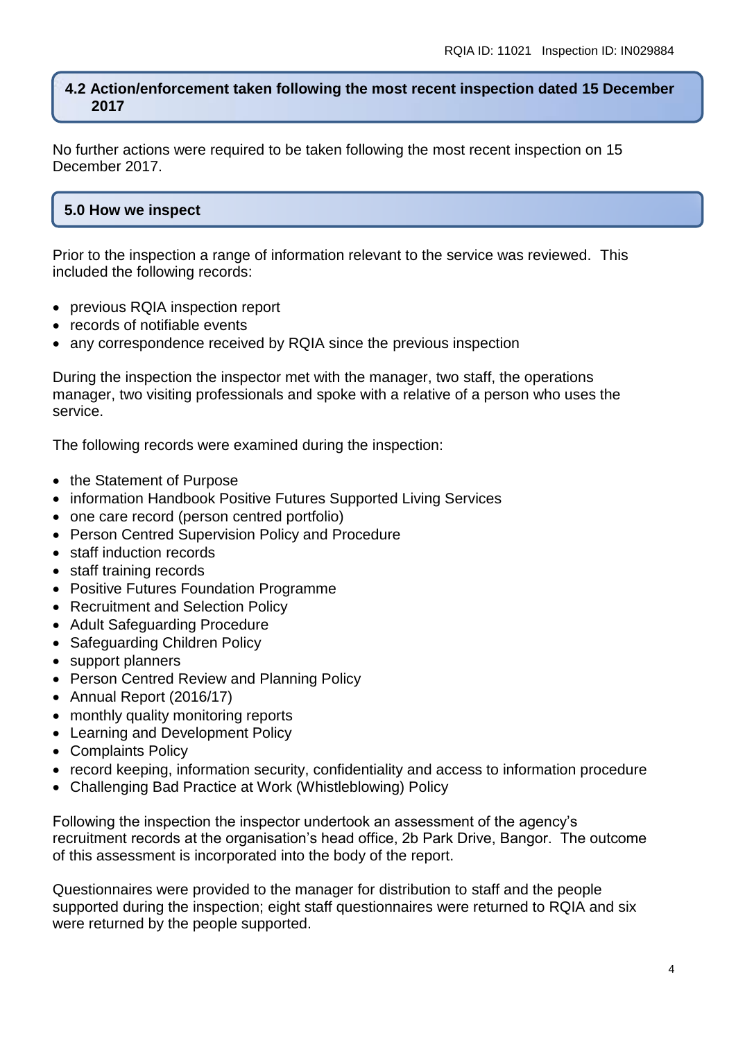## 4.2 Action/enforcement taken following the most recent inspection dated 15 December 2017

No further actions were required to be taken following the most recent inspection on 15 December 2017.

## 5.0 How we inspect

Prior to the inspection a range of information relevant to the service was reviewed. This included the following records:

- previous RQIA inspection report
- records of notifiable events
- any correspondence received by RQIA since the previous inspection

During the inspection the inspector met with the manager, two staff, the operations manager, two visiting professionals and spoke with a relative of a person who uses the service.

The following records were examined during the inspection:

- the Statement of Purpose
- information Handbook Positive Futures Supported Living Services
- one care record (person centred portfolio)
- Person Centred Supervision Policy and Procedure
- staff induction records
- staff training records
- Positive Futures Foundation Programme
- Recruitment and Selection Policy
- Adult Safeguarding Procedure
- Safeguarding Children Policy
- support planners
- Person Centred Review and Planning Policy
- Annual Report (2016/17)
- monthly quality monitoring reports
- Learning and Development Policy
- Complaints Policy
- record keeping, information security, confidentiality and access to information procedure
- Challenging Bad Practice at Work (Whistleblowing) Policy

Following the inspection the inspector undertook an assessment of the agency's recruitment records at the organisation's head office, 2b Park Drive, Bangor. The outcome of this assessment is incorporated into the body of the report.

Questionnaires were provided to the manager for distribution to staff and the people supported during the inspection; eight staff questionnaires were returned to RQIA and six were returned by the people supported.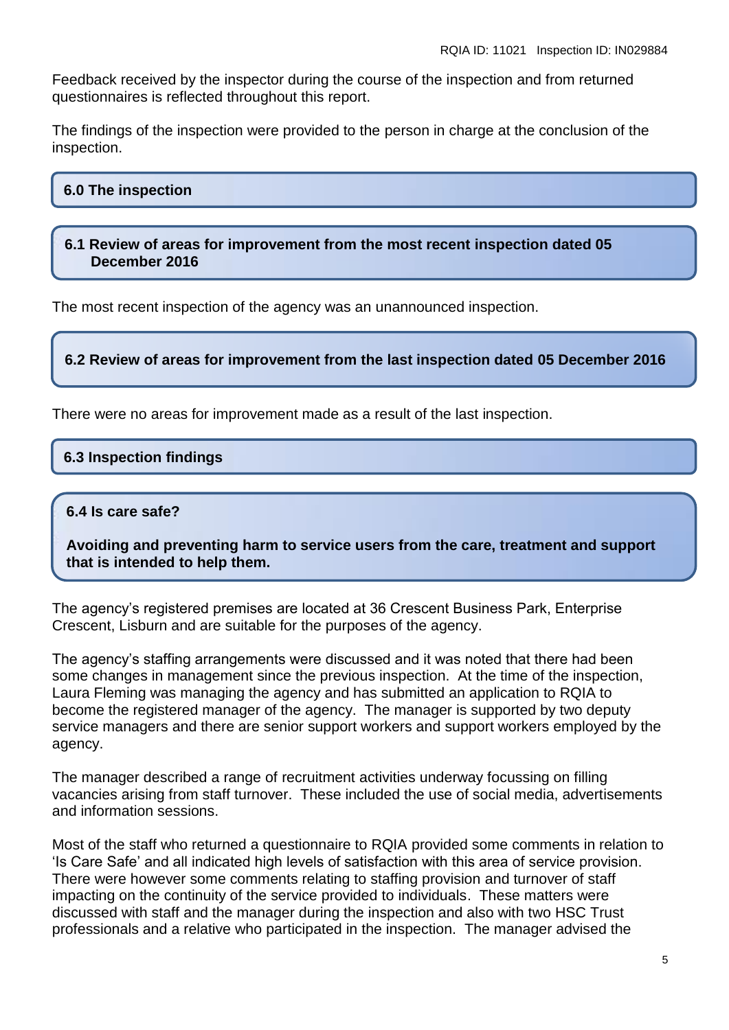Feedback received by the inspector during the course of the inspection and from returned questionnaires is reflected throughout this report.

The findings of the inspection were provided to the person in charge at the conclusion of the inspection.

## 6.0 The inspection

### 6.1 Review of areas for improvement from the most recent inspection dated 05 December 2016

The most recent inspection of the agency was an unannounced inspection.

### 6.2 Review of areas for improvement from the last inspection dated 05 December 2016

There were no areas for improvement made as a result of the last inspection.

### 6.3 Inspection findings

### 6.4 Is care safe?

**Avoiding and preventing harm to service users from the care, treatment and support that is intended to help them.**

The agency's registered premises are located at 36 Crescent Business Park, Enterprise Crescent, Lisburn and are suitable for the purposes of the agency.

The agency's staffing arrangements were discussed and it was noted that there had been some changes in management since the previous inspection. At the time of the inspection, Laura Fleming was managing the agency and has submitted an application to RQIA to become the registered manager of the agency. The manager is supported by two deputy service managers and there are senior support workers and support workers employed by the agency.

The manager described a range of recruitment activities underway focussing on filling vacancies arising from staff turnover. These included the use of social media, advertisements and information sessions.

Most of the staff who returned a questionnaire to RQIA provided some comments in relation to 'Is Care Safe' and all indicated high levels of satisfaction with this area of service provision. There were however some comments relating to staffing provision and turnover of staff impacting on the continuity of the service provided to individuals. These matters were discussed with staff and the manager during the inspection and also with two HSC Trust professionals and a relative who participated in the inspection. The manager advised the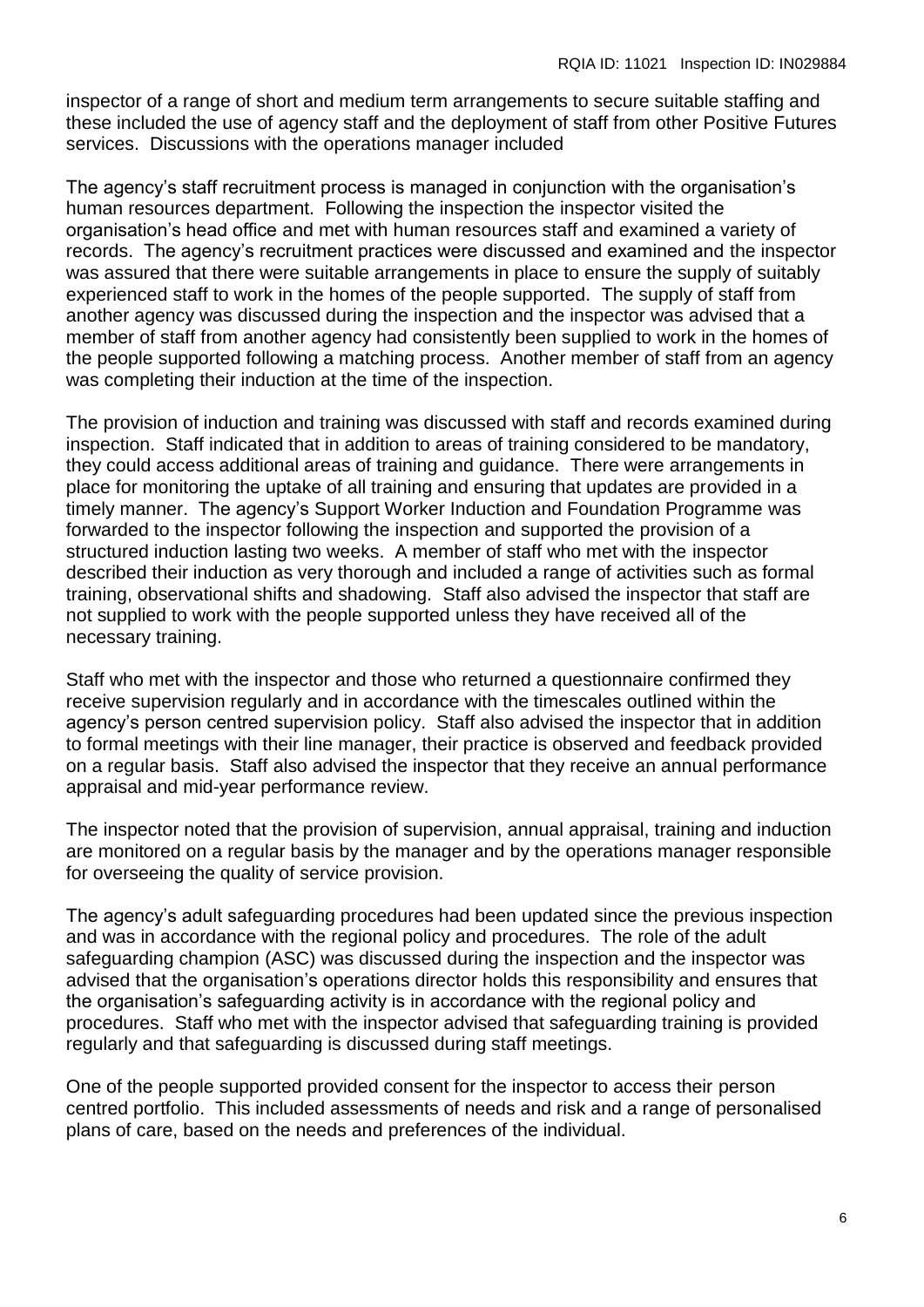inspector of a range of short and medium term arrangements to secure suitable staffing and these included the use of agency staff and the deployment of staff from other Positive Futures services. Discussions with the operations manager included

The agency's staff recruitment process is managed in conjunction with the organisation's human resources department. Following the inspection the inspector visited the organisation's head office and met with human resources staff and examined a variety of records. The agency's recruitment practices were discussed and examined and the inspector was assured that there were suitable arrangements in place to ensure the supply of suitably experienced staff to work in the homes of the people supported. The supply of staff from another agency was discussed during the inspection and the inspector was advised that a member of staff from another agency had consistently been supplied to work in the homes of the people supported following a matching process. Another member of staff from an agency was completing their induction at the time of the inspection.

The provision of induction and training was discussed with staff and records examined during inspection. Staff indicated that in addition to areas of training considered to be mandatory, they could access additional areas of training and guidance. There were arrangements in place for monitoring the uptake of all training and ensuring that updates are provided in a timely manner. The agency's Support Worker Induction and Foundation Programme was forwarded to the inspector following the inspection and supported the provision of a structured induction lasting two weeks. A member of staff who met with the inspector described their induction as very thorough and included a range of activities such as formal training, observational shifts and shadowing. Staff also advised the inspector that staff are not supplied to work with the people supported unless they have received all of the necessary training.

Staff who met with the inspector and those who returned a questionnaire confirmed they receive supervision regularly and in accordance with the timescales outlined within the agency's person centred supervision policy. Staff also advised the inspector that in addition to formal meetings with their line manager, their practice is observed and feedback provided on a regular basis. Staff also advised the inspector that they receive an annual performance appraisal and mid-year performance review.

The inspector noted that the provision of supervision, annual appraisal, training and induction are monitored on a regular basis by the manager and by the operations manager responsible for overseeing the quality of service provision.

The agency's adult safeguarding procedures had been updated since the previous inspection and was in accordance with the regional policy and procedures. The role of the adult safeguarding champion (ASC) was discussed during the inspection and the inspector was advised that the organisation's operations director holds this responsibility and ensures that the organisation's safeguarding activity is in accordance with the regional policy and procedures. Staff who met with the inspector advised that safeguarding training is provided regularly and that safeguarding is discussed during staff meetings.

One of the people supported provided consent for the inspector to access their person centred portfolio. This included assessments of needs and risk and a range of personalised plans of care, based on the needs and preferences of the individual.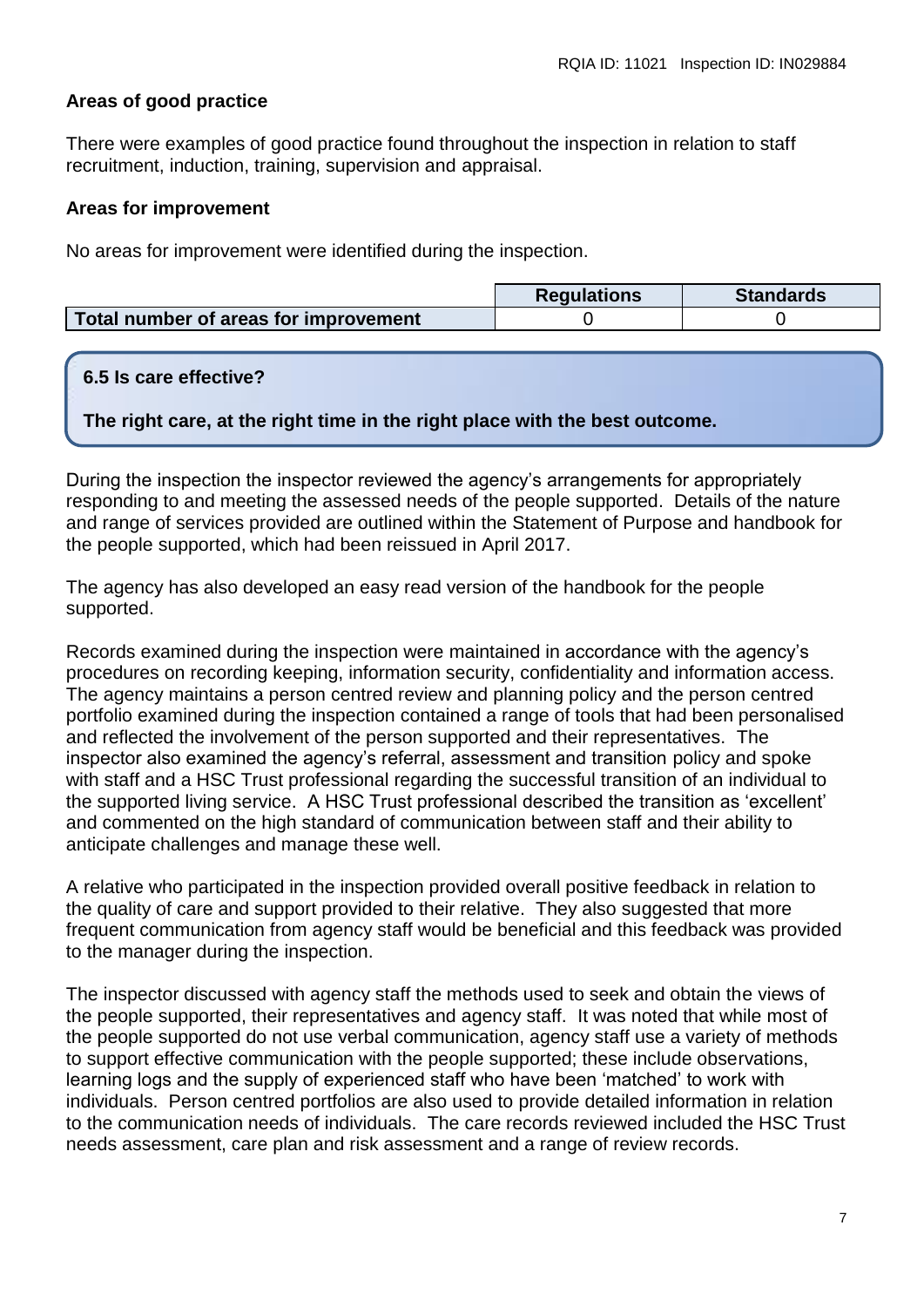**Areas of good practice**

There were examples of good practice found throughout the inspection in relation to staff recruitment, induction, training, supervision and appraisal.

**Areas for improvement**

No areas for improvement were identified during the inspection.

| | Regulations | Standards |
|---|---|---|
| **Total number of areas for improvement** | 0 | 0 |

**6.5 Is care effective?**

**The right care, at the right time in the right place with the best outcome.**

During the inspection the inspector reviewed the agency's arrangements for appropriately responding to and meeting the assessed needs of the people supported. Details of the nature and range of services provided are outlined within the Statement of Purpose and handbook for the people supported, which had been reissued in April 2017.

The agency has also developed an easy read version of the handbook for the people supported.

Records examined during the inspection were maintained in accordance with the agency's procedures on recording keeping, information security, confidentiality and information access. The agency maintains a person centred review and planning policy and the person centred portfolio examined during the inspection contained a range of tools that had been personalised and reflected the involvement of the person supported and their representatives. The inspector also examined the agency's referral, assessment and transition policy and spoke with staff and a HSC Trust professional regarding the successful transition of an individual to the supported living service. A HSC Trust professional described the transition as 'excellent' and commented on the high standard of communication between staff and their ability to anticipate challenges and manage these well.

A relative who participated in the inspection provided overall positive feedback in relation to the quality of care and support provided to their relative. They also suggested that more frequent communication from agency staff would be beneficial and this feedback was provided to the manager during the inspection.

The inspector discussed with agency staff the methods used to seek and obtain the views of the people supported, their representatives and agency staff. It was noted that while most of the people supported do not use verbal communication, agency staff use a variety of methods to support effective communication with the people supported; these include observations, learning logs and the supply of experienced staff who have been 'matched' to work with individuals. Person centred portfolios are also used to provide detailed information in relation to the communication needs of individuals. The care records reviewed included the HSC Trust needs assessment, care plan and risk assessment and a range of review records.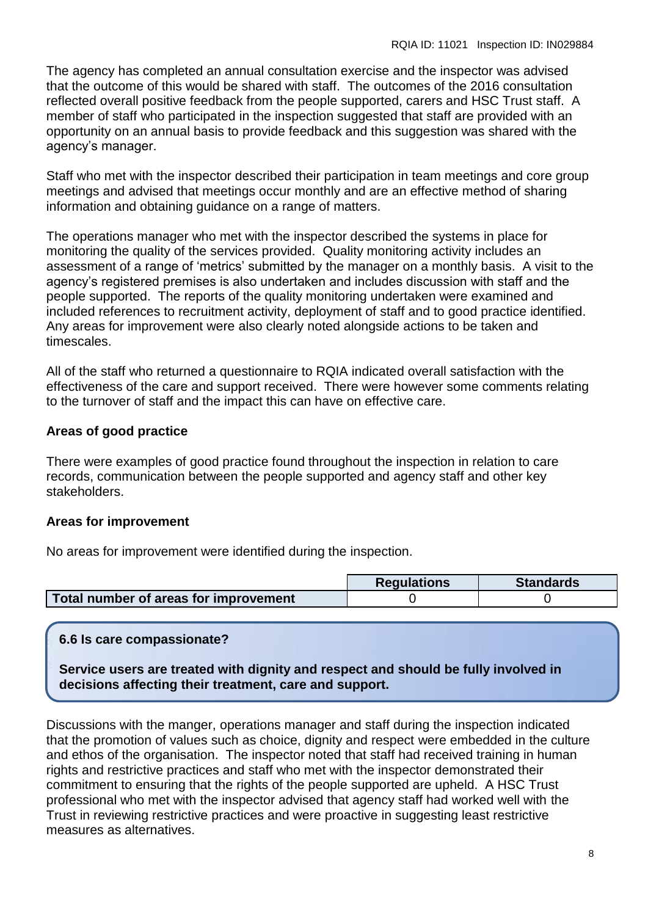The agency has completed an annual consultation exercise and the inspector was advised that the outcome of this would be shared with staff. The outcomes of the 2016 consultation reflected overall positive feedback from the people supported, carers and HSC Trust staff. A member of staff who participated in the inspection suggested that staff are provided with an opportunity on an annual basis to provide feedback and this suggestion was shared with the agency's manager.

Staff who met with the inspector described their participation in team meetings and core group meetings and advised that meetings occur monthly and are an effective method of sharing information and obtaining guidance on a range of matters.

The operations manager who met with the inspector described the systems in place for monitoring the quality of the services provided. Quality monitoring activity includes an assessment of a range of 'metrics' submitted by the manager on a monthly basis. A visit to the agency's registered premises is also undertaken and includes discussion with staff and the people supported. The reports of the quality monitoring undertaken were examined and included references to recruitment activity, deployment of staff and to good practice identified. Any areas for improvement were also clearly noted alongside actions to be taken and timescales.

All of the staff who returned a questionnaire to RQIA indicated overall satisfaction with the effectiveness of the care and support received. There were however some comments relating to the turnover of staff and the impact this can have on effective care.

**Areas of good practice**

There were examples of good practice found throughout the inspection in relation to care records, communication between the people supported and agency staff and other key stakeholders.

**Areas for improvement**

No areas for improvement were identified during the inspection.

| | Regulations | Standards |
|---|---|---|
| **Total number of areas for improvement** | 0 | 0 |

**6.6 Is care compassionate?**

**Service users are treated with dignity and respect and should be fully involved in decisions affecting their treatment, care and support.**

Discussions with the manger, operations manager and staff during the inspection indicated that the promotion of values such as choice, dignity and respect were embedded in the culture and ethos of the organisation. The inspector noted that staff had received training in human rights and restrictive practices and staff who met with the inspector demonstrated their commitment to ensuring that the rights of the people supported are upheld. A HSC Trust professional who met with the inspector advised that agency staff had worked well with the Trust in reviewing restrictive practices and were proactive in suggesting least restrictive measures as alternatives.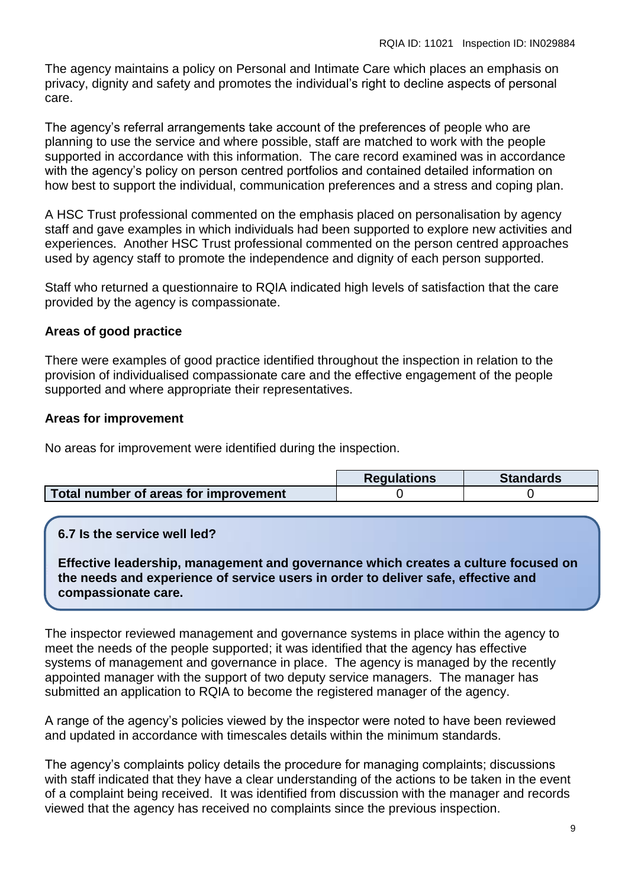The agency maintains a policy on Personal and Intimate Care which places an emphasis on privacy, dignity and safety and promotes the individual's right to decline aspects of personal care.

The agency's referral arrangements take account of the preferences of people who are planning to use the service and where possible, staff are matched to work with the people supported in accordance with this information. The care record examined was in accordance with the agency's policy on person centred portfolios and contained detailed information on how best to support the individual, communication preferences and a stress and coping plan.

A HSC Trust professional commented on the emphasis placed on personalisation by agency staff and gave examples in which individuals had been supported to explore new activities and experiences. Another HSC Trust professional commented on the person centred approaches used by agency staff to promote the independence and dignity of each person supported.

Staff who returned a questionnaire to RQIA indicated high levels of satisfaction that the care provided by the agency is compassionate.

**Areas of good practice**

There were examples of good practice identified throughout the inspection in relation to the provision of individualised compassionate care and the effective engagement of the people supported and where appropriate their representatives.

**Areas for improvement**

No areas for improvement were identified during the inspection.

| | Regulations | Standards |
|---|---|---|
| **Total number of areas for improvement** | 0 | 0 |

**6.7 Is the service well led?**

**Effective leadership, management and governance which creates a culture focused on the needs and experience of service users in order to deliver safe, effective and compassionate care.**

The inspector reviewed management and governance systems in place within the agency to meet the needs of the people supported; it was identified that the agency has effective systems of management and governance in place. The agency is managed by the recently appointed manager with the support of two deputy service managers. The manager has submitted an application to RQIA to become the registered manager of the agency.

A range of the agency's policies viewed by the inspector were noted to have been reviewed and updated in accordance with timescales details within the minimum standards.

The agency's complaints policy details the procedure for managing complaints; discussions with staff indicated that they have a clear understanding of the actions to be taken in the event of a complaint being received. It was identified from discussion with the manager and records viewed that the agency has received no complaints since the previous inspection.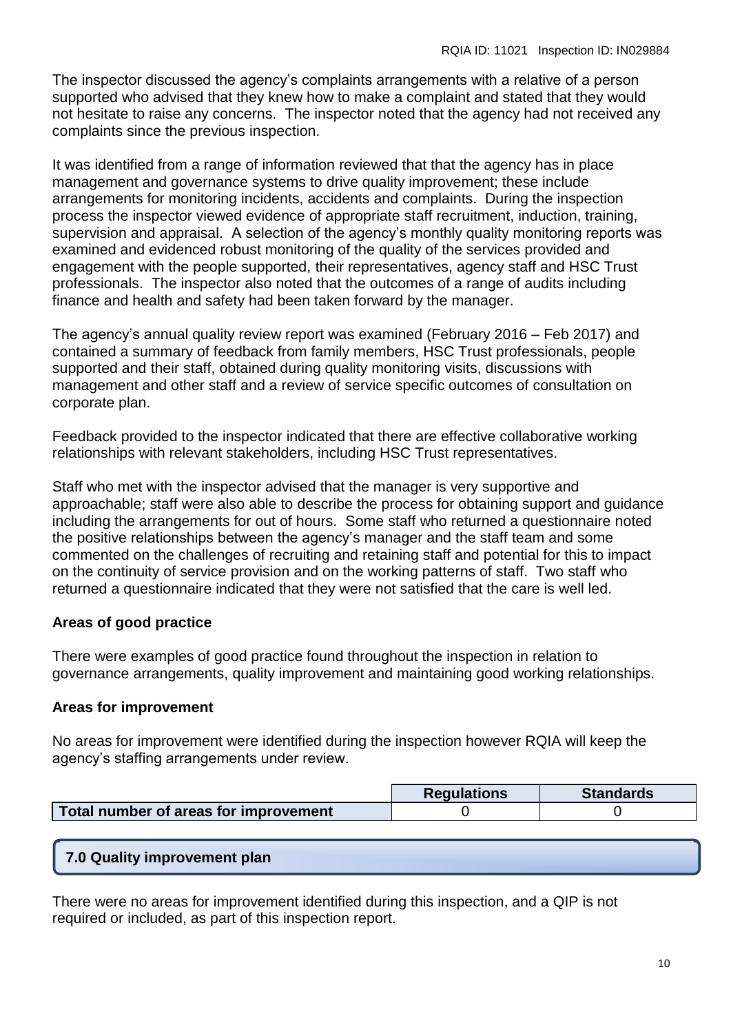The inspector discussed the agency's complaints arrangements with a relative of a person supported who advised that they knew how to make a complaint and stated that they would not hesitate to raise any concerns. The inspector noted that the agency had not received any complaints since the previous inspection.

It was identified from a range of information reviewed that that the agency has in place management and governance systems to drive quality improvement; these include arrangements for monitoring incidents, accidents and complaints. During the inspection process the inspector viewed evidence of appropriate staff recruitment, induction, training, supervision and appraisal. A selection of the agency's monthly quality monitoring reports was examined and evidenced robust monitoring of the quality of the services provided and engagement with the people supported, their representatives, agency staff and HSC Trust professionals. The inspector also noted that the outcomes of a range of audits including finance and health and safety had been taken forward by the manager.

The agency's annual quality review report was examined (February 2016 – Feb 2017) and contained a summary of feedback from family members, HSC Trust professionals, people supported and their staff, obtained during quality monitoring visits, discussions with management and other staff and a review of service specific outcomes of consultation on corporate plan.

Feedback provided to the inspector indicated that there are effective collaborative working relationships with relevant stakeholders, including HSC Trust representatives.

Staff who met with the inspector advised that the manager is very supportive and approachable; staff were also able to describe the process for obtaining support and guidance including the arrangements for out of hours. Some staff who returned a questionnaire noted the positive relationships between the agency's manager and the staff team and some commented on the challenges of recruiting and retaining staff and potential for this to impact on the continuity of service provision and on the working patterns of staff. Two staff who returned a questionnaire indicated that they were not satisfied that the care is well led.

**Areas of good practice**

There were examples of good practice found throughout the inspection in relation to governance arrangements, quality improvement and maintaining good working relationships.

**Areas for improvement**

No areas for improvement were identified during the inspection however RQIA will keep the agency's staffing arrangements under review.

| | Regulations | Standards |
|---|---|---|
| **Total number of areas for improvement** | 0 | 0 |

## 7.0 Quality improvement plan

There were no areas for improvement identified during this inspection, and a QIP is not required or included, as part of this inspection report.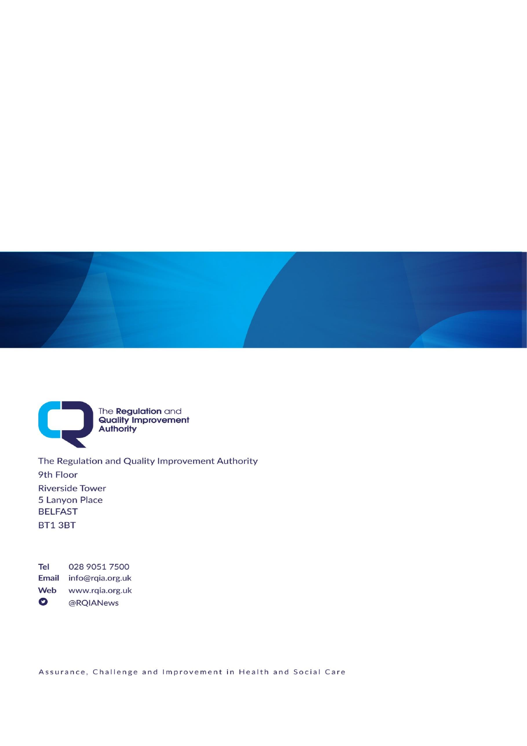The Regulation and Quality Improvement Authority

The Regulation and Quality Improvement Authority
9th Floor
Riverside Tower
5 Lanyon Place
BELFAST
BT1 3BT

**Tel** 028 9051 7500
**Email** info@rqia.org.uk
**Web** www.rqia.org.uk
@RQIANews

Assurance, Challenge and Improvement in Health and Social Care